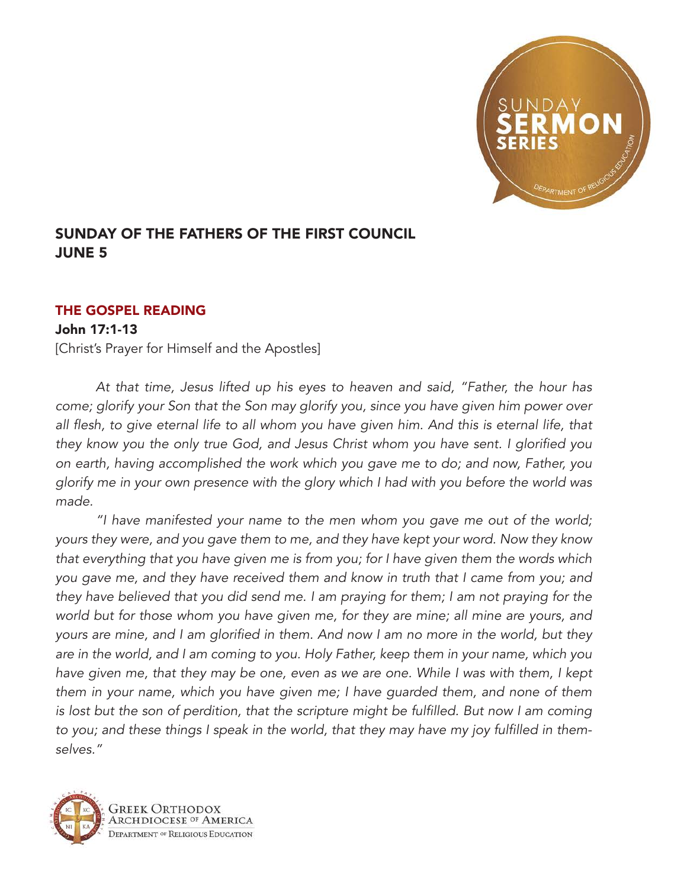# SUNDAY OF THE FATHERS OF THE FIRST COUNCIL
# JUNE 5

## THE GOSPEL READING

**John 17:1-13**

[Christ's Prayer for Himself and the Apostles]

*At that time, Jesus lifted up his eyes to heaven and said, "Father, the hour has come; glorify your Son that the Son may glorify you, since you have given him power over all flesh, to give eternal life to all whom you have given him. And this is eternal life, that they know you the only true God, and Jesus Christ whom you have sent. I glorified you on earth, having accomplished the work which you gave me to do; and now, Father, you glorify me in your own presence with the glory which I had with you before the world was made.*

*"I have manifested your name to the men whom you gave me out of the world; yours they were, and you gave them to me, and they have kept your word. Now they know that everything that you have given me is from you; for I have given them the words which you gave me, and they have received them and know in truth that I came from you; and they have believed that you did send me. I am praying for them; I am not praying for the world but for those whom you have given me, for they are mine; all mine are yours, and yours are mine, and I am glorified in them. And now I am no more in the world, but they are in the world, and I am coming to you. Holy Father, keep them in your name, which you have given me, that they may be one, even as we are one. While I was with them, I kept them in your name, which you have given me; I have guarded them, and none of them is lost but the son of perdition, that the scripture might be fulfilled. But now I am coming to you; and these things I speak in the world, that they may have my joy fulfilled in themselves."*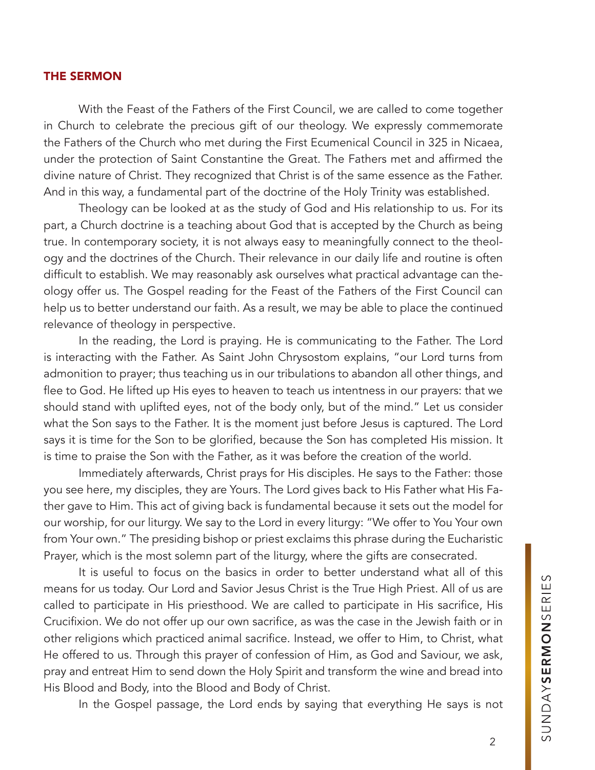## THE SERMON

With the Feast of the Fathers of the First Council, we are called to come together in Church to celebrate the precious gift of our theology. We expressly commemorate the Fathers of the Church who met during the First Ecumenical Council in 325 in Nicaea, under the protection of Saint Constantine the Great. The Fathers met and affirmed the divine nature of Christ. They recognized that Christ is of the same essence as the Father. And in this way, a fundamental part of the doctrine of the Holy Trinity was established.

Theology can be looked at as the study of God and His relationship to us. For its part, a Church doctrine is a teaching about God that is accepted by the Church as being true. In contemporary society, it is not always easy to meaningfully connect to the theology and the doctrines of the Church. Their relevance in our daily life and routine is often difficult to establish. We may reasonably ask ourselves what practical advantage can theology offer us. The Gospel reading for the Feast of the Fathers of the First Council can help us to better understand our faith. As a result, we may be able to place the continued relevance of theology in perspective.

In the reading, the Lord is praying. He is communicating to the Father. The Lord is interacting with the Father. As Saint John Chrysostom explains, "our Lord turns from admonition to prayer; thus teaching us in our tribulations to abandon all other things, and flee to God. He lifted up His eyes to heaven to teach us intentness in our prayers: that we should stand with uplifted eyes, not of the body only, but of the mind." Let us consider what the Son says to the Father. It is the moment just before Jesus is captured. The Lord says it is time for the Son to be glorified, because the Son has completed His mission. It is time to praise the Son with the Father, as it was before the creation of the world.

Immediately afterwards, Christ prays for His disciples. He says to the Father: those you see here, my disciples, they are Yours. The Lord gives back to His Father what His Father gave to Him. This act of giving back is fundamental because it sets out the model for our worship, for our liturgy. We say to the Lord in every liturgy: "We offer to You Your own from Your own." The presiding bishop or priest exclaims this phrase during the Eucharistic Prayer, which is the most solemn part of the liturgy, where the gifts are consecrated.

It is useful to focus on the basics in order to better understand what all of this means for us today. Our Lord and Savior Jesus Christ is the True High Priest. All of us are called to participate in His priesthood. We are called to participate in His sacrifice, His Crucifixion. We do not offer up our own sacrifice, as was the case in the Jewish faith or in other religions which practiced animal sacrifice. Instead, we offer to Him, to Christ, what He offered to us. Through this prayer of confession of Him, as God and Saviour, we ask, pray and entreat Him to send down the Holy Spirit and transform the wine and bread into His Blood and Body, into the Blood and Body of Christ.

In the Gospel passage, the Lord ends by saying that everything He says is not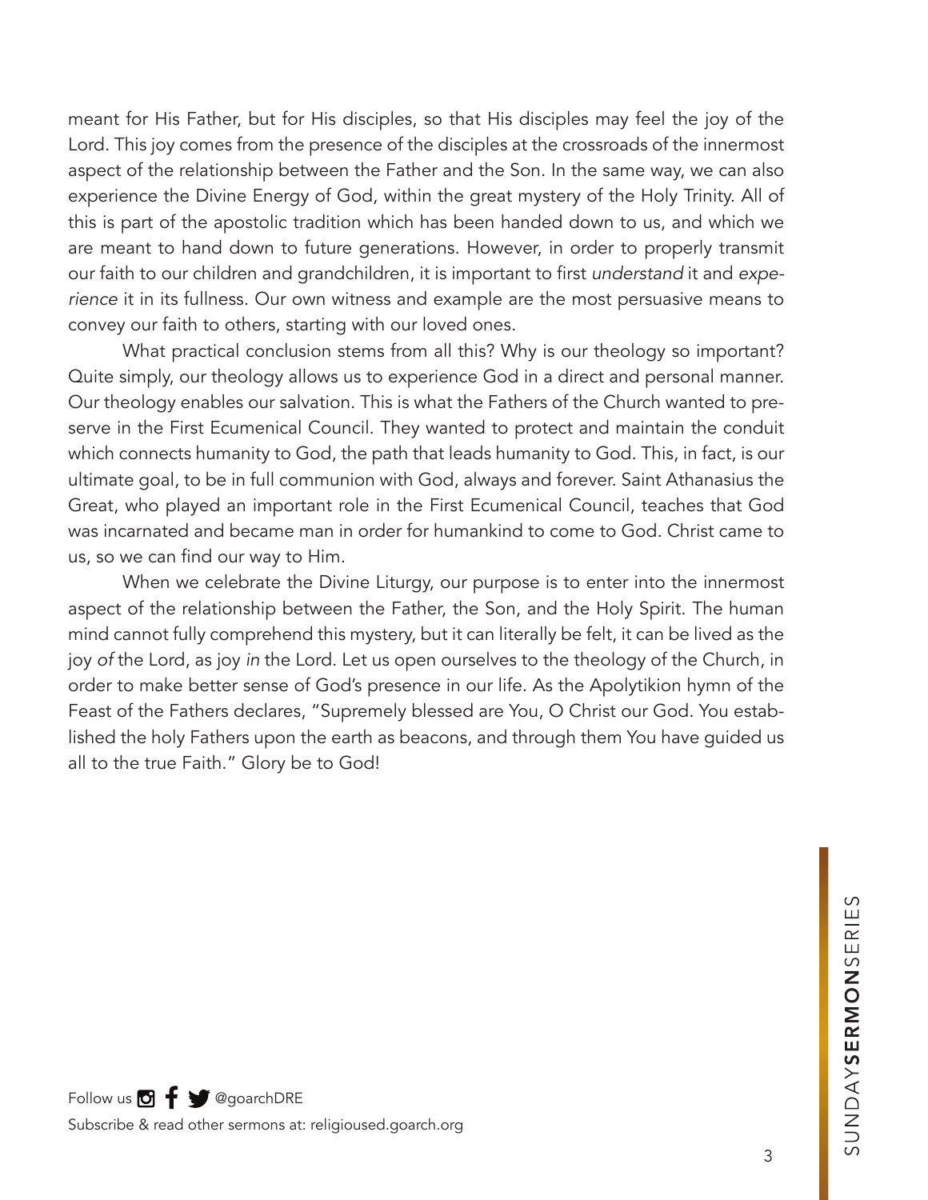meant for His Father, but for His disciples, so that His disciples may feel the joy of the Lord. This joy comes from the presence of the disciples at the crossroads of the innermost aspect of the relationship between the Father and the Son. In the same way, we can also experience the Divine Energy of God, within the great mystery of the Holy Trinity. All of this is part of the apostolic tradition which has been handed down to us, and which we are meant to hand down to future generations. However, in order to properly transmit our faith to our children and grandchildren, it is important to first *understand* it and *experience* it in its fullness. Our own witness and example are the most persuasive means to convey our faith to others, starting with our loved ones.

What practical conclusion stems from all this? Why is our theology so important? Quite simply, our theology allows us to experience God in a direct and personal manner. Our theology enables our salvation. This is what the Fathers of the Church wanted to preserve in the First Ecumenical Council. They wanted to protect and maintain the conduit which connects humanity to God, the path that leads humanity to God. This, in fact, is our ultimate goal, to be in full communion with God, always and forever. Saint Athanasius the Great, who played an important role in the First Ecumenical Council, teaches that God was incarnated and became man in order for humankind to come to God. Christ came to us, so we can find our way to Him.

When we celebrate the Divine Liturgy, our purpose is to enter into the innermost aspect of the relationship between the Father, the Son, and the Holy Spirit. The human mind cannot fully comprehend this mystery, but it can literally be felt, it can be lived as the joy *of* the Lord, as joy *in* the Lord. Let us open ourselves to the theology of the Church, in order to make better sense of God's presence in our life. As the Apolytikion hymn of the Feast of the Fathers declares, "Supremely blessed are You, O Christ our God. You established the holy Fathers upon the earth as beacons, and through them You have guided us all to the true Faith." Glory be to God!

Follow us @goarchDRE

Subscribe & read other sermons at: religioused.goarch.org